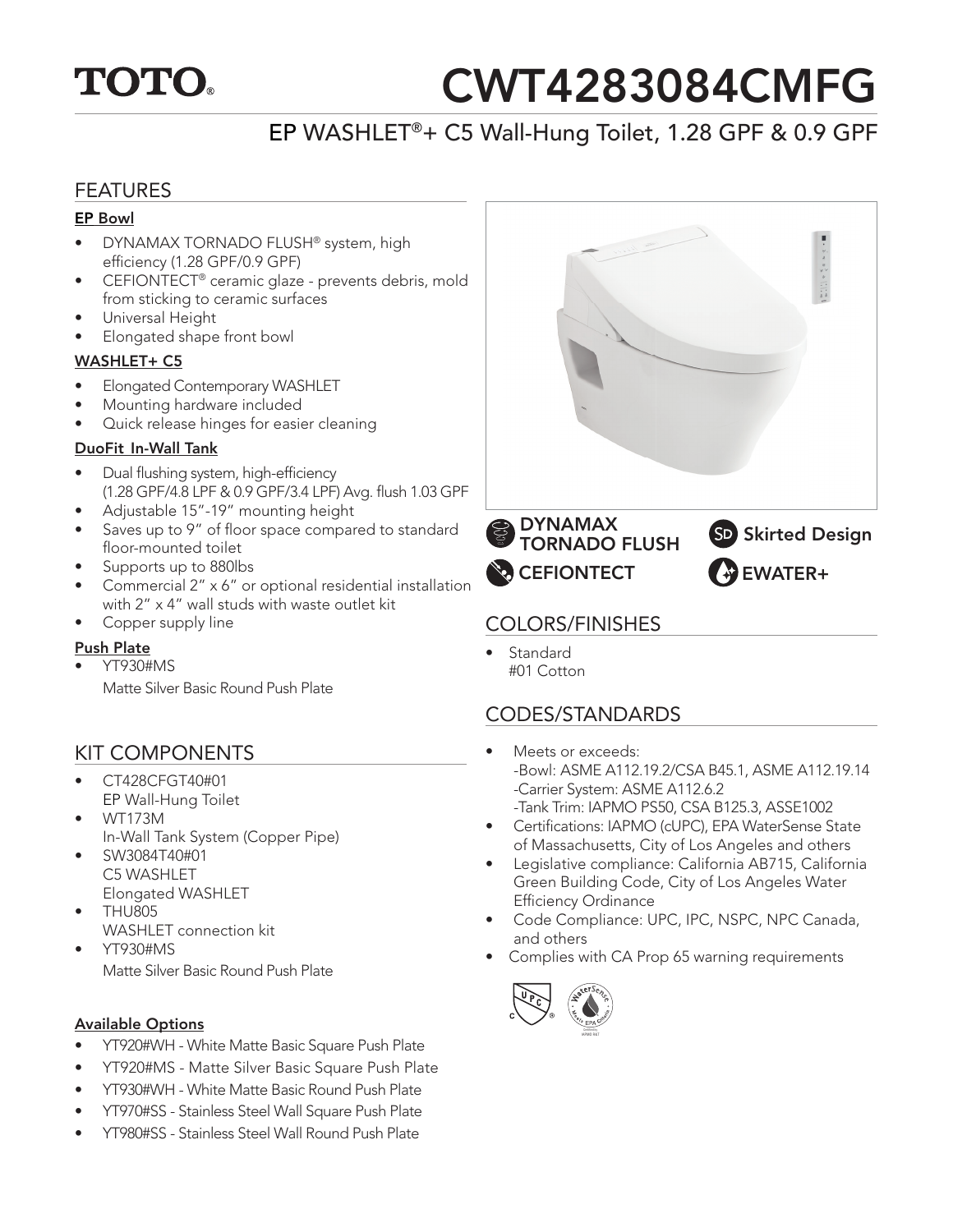TOTO®

# CWT4283084CMFG

## EP WASHLET®+ C5 Wall-Hung Toilet, 1.28 GPF & 0.9 GPF

## FEATURES

**EP Bowl**

- DYNAMAX TORNADO FLUSH® system, high efficiency (1.28 GPF/0.9 GPF)
- CEFIONTECT® ceramic glaze - prevents debris, mold from sticking to ceramic surfaces
- Universal Height
- Elongated shape front bowl

**WASHLET+ C5**

- Elongated Contemporary WASHLET
- Mounting hardware included
- Quick release hinges for easier cleaning

**DuoFit In-Wall Tank**

- Dual flushing system, high-efficiency (1.28 GPF/4.8 LPF & 0.9 GPF/3.4 LPF) Avg. flush 1.03 GPF
- Adjustable 15"-19" mounting height
- Saves up to 9" of floor space compared to standard floor-mounted toilet
- Supports up to 880lbs
- Commercial 2" x 6" or optional residential installation with 2" x 4" wall studs with waste outlet kit
- Copper supply line

**Push Plate**

- YT930#MS
  Matte Silver Basic Round Push Plate

DYNAMAX TORNADO FLUSH

Skirted Design

CEFIONTECT

EWATER+

## KIT COMPONENTS

- CT428CFGT40#01
  EP Wall-Hung Toilet
- WT173M
  In-Wall Tank System (Copper Pipe)
- SW3084T40#01
  C5 WASHLET
  Elongated WASHLET
- THU805
  WASHLET connection kit
- YT930#MS
  Matte Silver Basic Round Push Plate

**Available Options**

- YT920#WH - White Matte Basic Square Push Plate
- YT920#MS - Matte Silver Basic Square Push Plate
- YT930#WH - White Matte Basic Round Push Plate
- YT970#SS - Stainless Steel Wall Square Push Plate
- YT980#SS - Stainless Steel Wall Round Push Plate

## COLORS/FINISHES

- Standard
  #01 Cotton

## CODES/STANDARDS

- Meets or exceeds:
  -Bowl: ASME A112.19.2/CSA B45.1, ASME A112.19.14
  -Carrier System: ASME A112.6.2
  -Tank Trim: IAPMO PS50, CSA B125.3, ASSE1002
- Certifications: IAPMO (cUPC), EPA WaterSense State of Massachusetts, City of Los Angeles and others
- Legislative compliance: California AB715, California Green Building Code, City of Los Angeles Water Efficiency Ordinance
- Code Compliance: UPC, IPC, NSPC, NPC Canada, and others
- Complies with CA Prop 65 warning requirements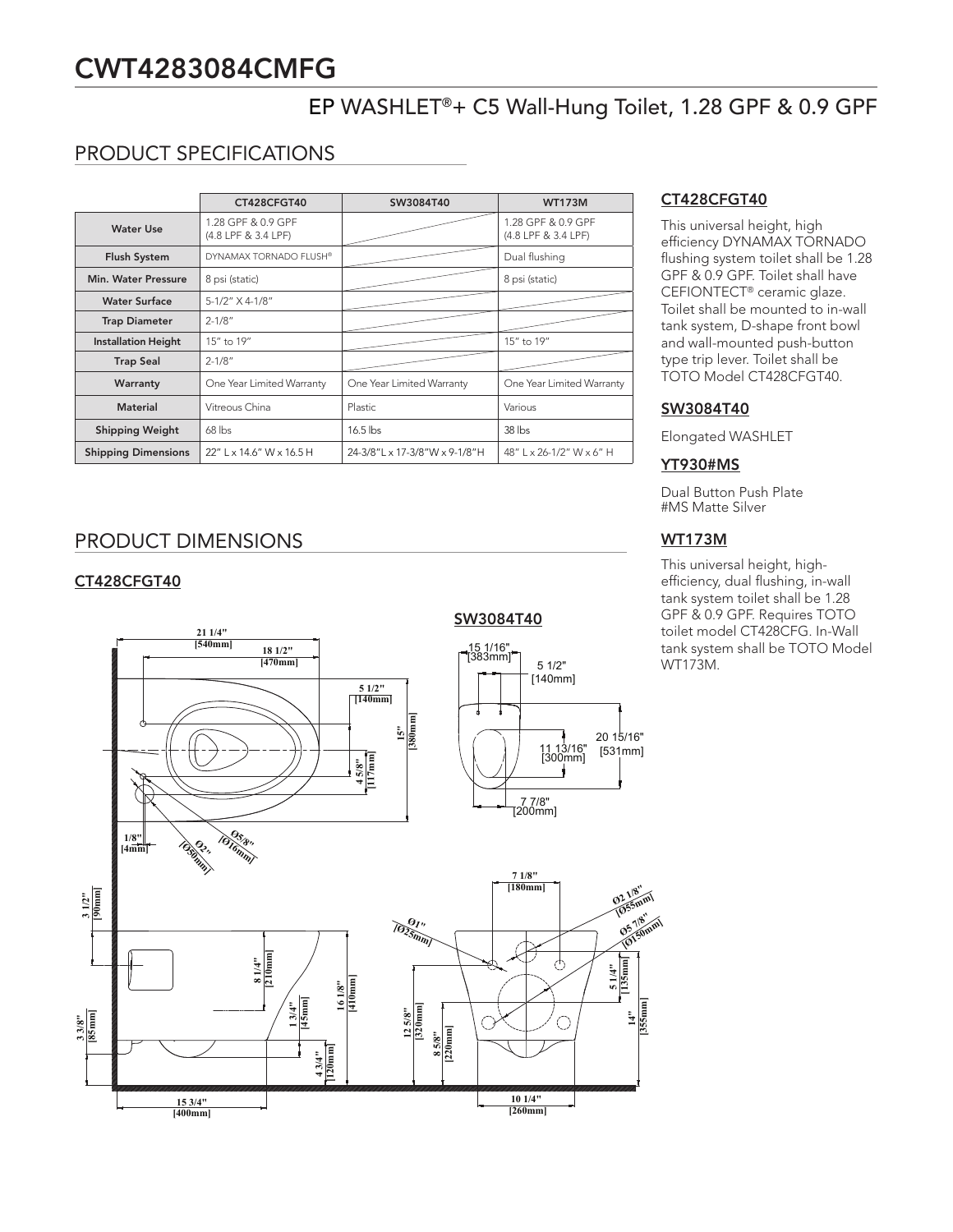# CWT4283084CMFG

## EP WASHLET®+ C5 Wall-Hung Toilet, 1.28 GPF & 0.9 GPF

## PRODUCT SPECIFICATIONS

| | CT428CFGT40 | SW3084T40 | WT173M |
|---|---|---|---|
| Water Use | 1.28 GPF & 0.9 GPF (4.8 LPF & 3.4 LPF) | | 1.28 GPF & 0.9 GPF (4.8 LPF & 3.4 LPF) |
| Flush System | DYNAMAX TORNADO FLUSH® | | Dual flushing |
| Min. Water Pressure | 8 psi (static) | | 8 psi (static) |
| Water Surface | 5-1/2" X 4-1/8" | | |
| Trap Diameter | 2-1/8" | | |
| Installation Height | 15" to 19" | | 15" to 19" |
| Trap Seal | 2-1/8" | | |
| Warranty | One Year Limited Warranty | One Year Limited Warranty | One Year Limited Warranty |
| Material | Vitreous China | Plastic | Various |
| Shipping Weight | 68 lbs | 16.5 lbs | 38 lbs |
| Shipping Dimensions | 22" L x 14.6" W x 16.5 H | 24-3/8"L x 17-3/8"W x 9-1/8"H | 48" L x 26-1/2" W x 6" H |

### CT428CFGT40

This universal height, high efficiency DYNAMAX TORNADO flushing system toilet shall be 1.28 GPF & 0.9 GPF. Toilet shall have CEFIONTECT® ceramic glaze. Toilet shall be mounted to in-wall tank system, D-shape front bowl and wall-mounted push-button type trip lever. Toilet shall be TOTO Model CT428CFGT40.

### SW3084T40

Elongated WASHLET

### YT930#MS

Dual Button Push Plate
#MS Matte Silver

### WT173M

This universal height, high-efficiency, dual flushing, in-wall tank system toilet shall be 1.28 GPF & 0.9 GPF. Requires TOTO toilet model CT428CFG. In-Wall tank system shall be TOTO Model WT173M.

## PRODUCT DIMENSIONS

### CT428CFGT40

21 1/4" [540mm]
18 1/2" [470mm]
5 1/2" [140mm]
15" [380mm]
4 5/8" [117mm]
1/8" [4mm]
Ø2" [Ø50mm]
Ø5/8" [Ø16mm]
3 1/2" [90mm]
8 1/4" [210mm]
16 1/8" [410mm]
1 3/4" [45mm]
4 3/4" [120mm]
3 3/8" [85mm]
15 3/4" [400mm]

### SW3084T40

15 1/16" [383mm]
5 1/2" [140mm]
20 15/16" [531mm]
11 13/16" [300mm]
7 7/8" [200mm]

7 1/8" [180mm]
Ø2 1/8" [Ø55mm]
Ø5 7/8" [Ø150mm]
Ø1" [Ø25mm]
5 1/4" [135mm]
14" [355mm]
12 5/8" [320mm]
8 5/8" [220mm]
10 1/4" [260mm]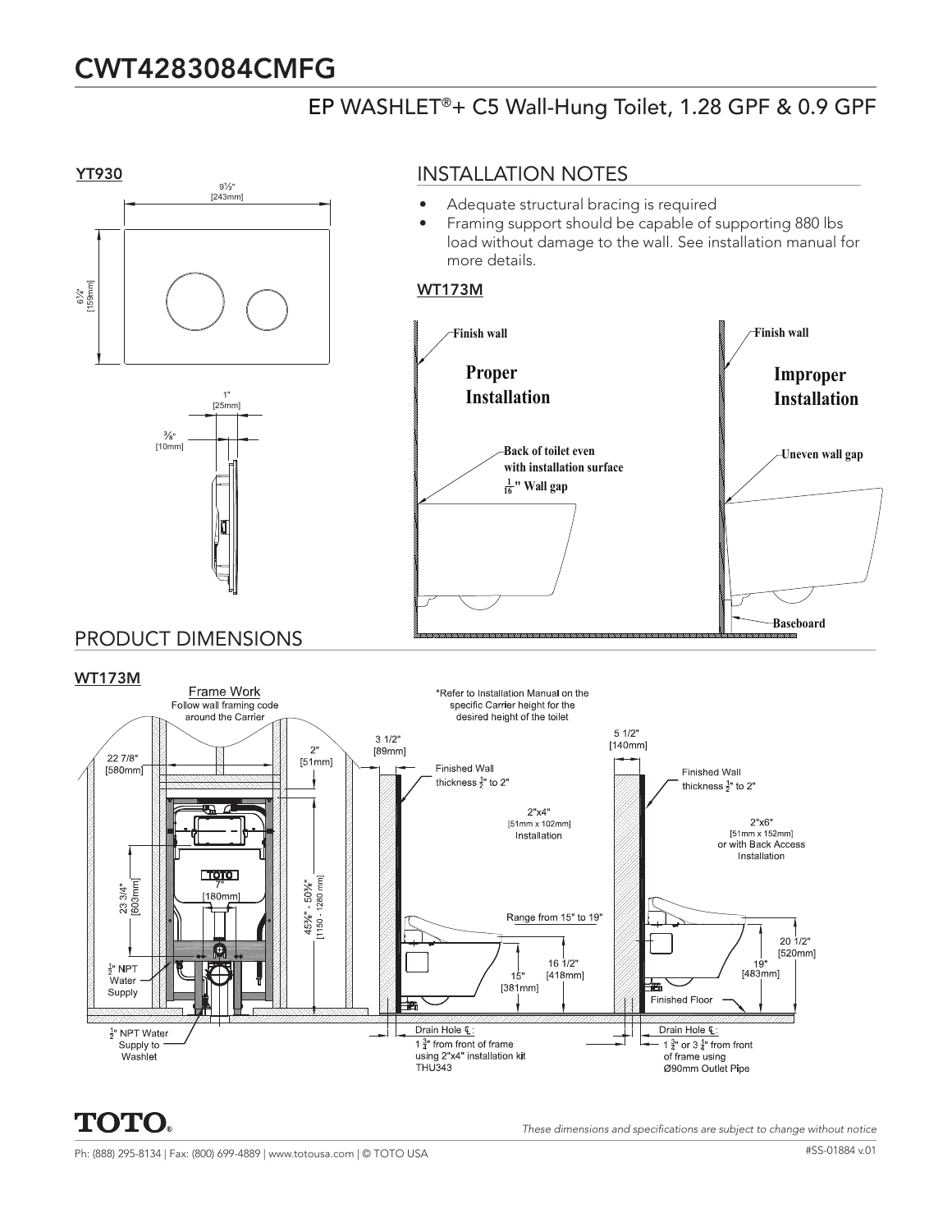# CWT4283084CMFG

## EP WASHLET®+ C5 Wall-Hung Toilet, 1.28 GPF & 0.9 GPF

**YT930**

9½" [243mm]

6¼" [159mm]

1" [25mm]

⅜" [10mm]

## INSTALLATION NOTES

- Adequate structural bracing is required
- Framing support should be capable of supporting 880 lbs load without damage to the wall. See installation manual for more details.

**WT173M**

Finish wall

**Proper Installation**

Back of toilet even with installation surface

$\frac{1}{16}$" Wall gap

Finish wall

**Improper Installation**

Uneven wall gap

Baseboard

## PRODUCT DIMENSIONS

**WT173M**

Frame Work
Follow wall framing code around the Carrier

22 7/8" [580mm]

2" [51mm]

23 3/4" [603mm]

7" [180mm]

45¼" - 50⅜" [1150 - 1280 mm]

½" NPT Water Supply

½" NPT Water Supply to Washlet

*Refer to Installation Manual on the specific Carrier height for the desired height of the toilet

3 1/2" [89mm]

Finished Wall thickness ½" to 2"

2"x4" [51mm x 102mm] Installation

Range from 15" to 19"

15" [381mm]

16 1/2" [418mm]

Drain Hole ℄: 1 ¾" from front of frame using 2"x4" installation kit THU343

5 1/2" [140mm]

Finished Wall thickness ½" to 2"

2"x6" [51mm x 152mm] or with Back Access Installation

20 1/2" [520mm]

19" [483mm]

Finished Floor

Drain Hole ℄: 1 ¾" or 3 ¼" from front of frame using Ø90mm Outlet Pipe

**TOTO**

*These dimensions and specifications are subject to change without notice*

Ph: (888) 295-8134 | Fax: (800) 699-4889 | www.totousa.com | © TOTO USA

#SS-01884 v.01